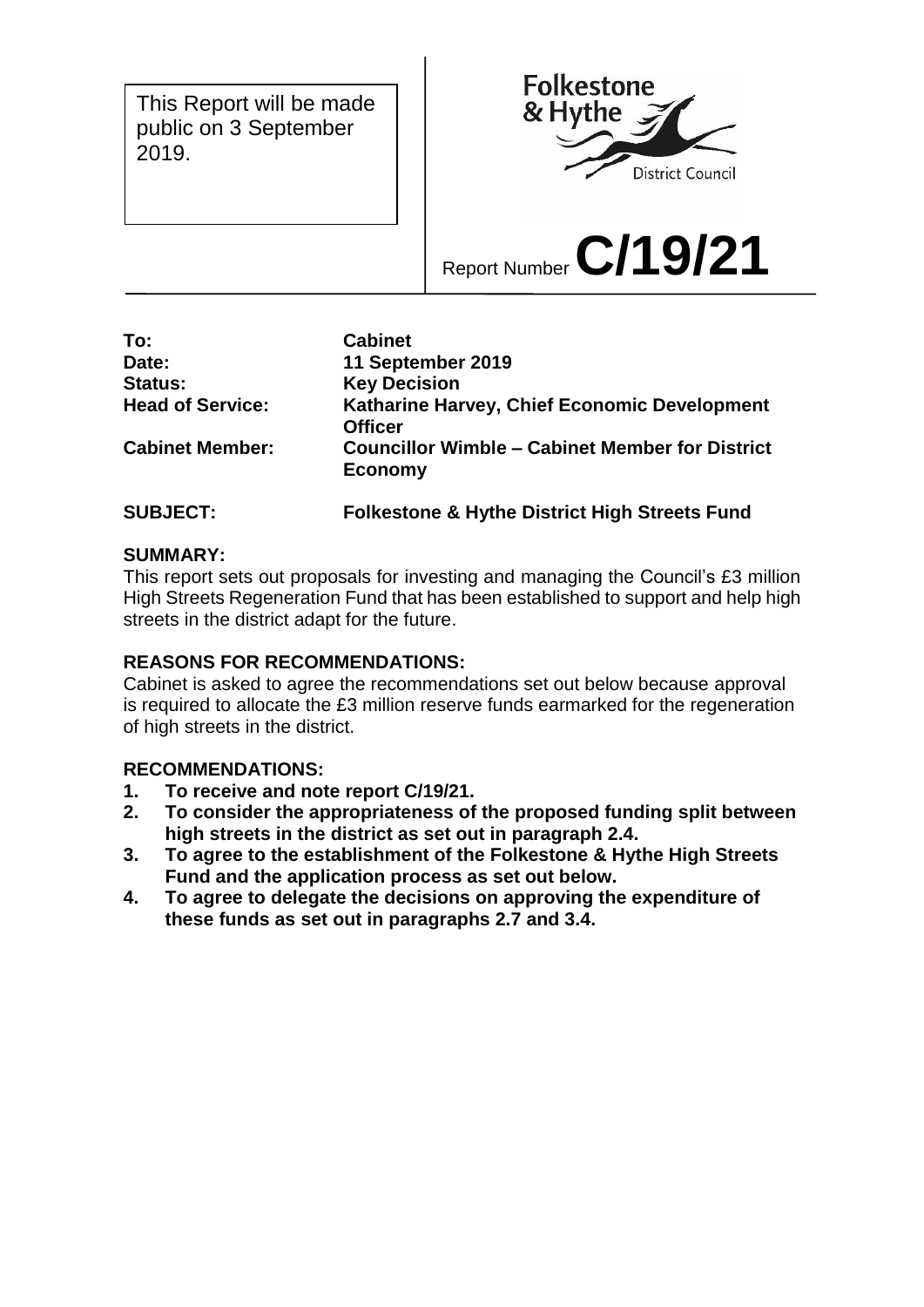This Report will be made public on 3 September 2019.

Folkestone & Hythe District Council

Report Number **C/19/21**

| | |
|---|---|
| **To:** | **Cabinet** |
| **Date:** | **11 September 2019** |
| **Status:** | **Key Decision** |
| **Head of Service:** | **Katharine Harvey, Chief Economic Development Officer** |
| **Cabinet Member:** | **Councillor Wimble – Cabinet Member for District Economy** |
| **SUBJECT:** | **Folkestone & Hythe District High Streets Fund** |

**SUMMARY:**
This report sets out proposals for investing and managing the Council's £3 million High Streets Regeneration Fund that has been established to support and help high streets in the district adapt for the future.

**REASONS FOR RECOMMENDATIONS:**
Cabinet is asked to agree the recommendations set out below because approval is required to allocate the £3 million reserve funds earmarked for the regeneration of high streets in the district.

**RECOMMENDATIONS:**

1. **To receive and note report C/19/21.**
2. **To consider the appropriateness of the proposed funding split between high streets in the district as set out in paragraph 2.4.**
3. **To agree to the establishment of the Folkestone & Hythe High Streets Fund and the application process as set out below.**
4. **To agree to delegate the decisions on approving the expenditure of these funds as set out in paragraphs 2.7 and 3.4.**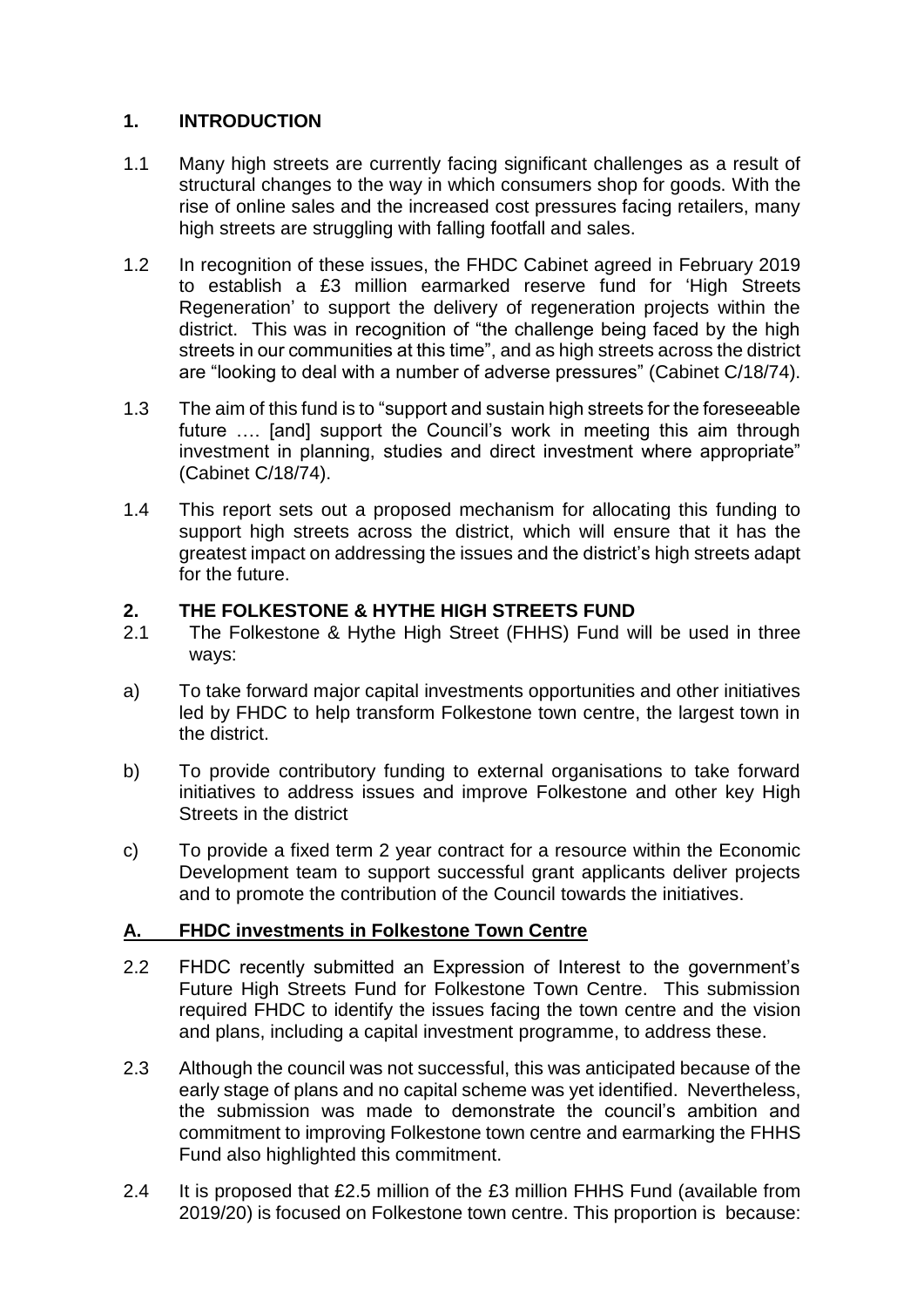## 1. INTRODUCTION

1.1 Many high streets are currently facing significant challenges as a result of structural changes to the way in which consumers shop for goods. With the rise of online sales and the increased cost pressures facing retailers, many high streets are struggling with falling footfall and sales.

1.2 In recognition of these issues, the FHDC Cabinet agreed in February 2019 to establish a £3 million earmarked reserve fund for 'High Streets Regeneration' to support the delivery of regeneration projects within the district. This was in recognition of "the challenge being faced by the high streets in our communities at this time", and as high streets across the district are "looking to deal with a number of adverse pressures" (Cabinet C/18/74).

1.3 The aim of this fund is to "support and sustain high streets for the foreseeable future …. [and] support the Council's work in meeting this aim through investment in planning, studies and direct investment where appropriate" (Cabinet C/18/74).

1.4 This report sets out a proposed mechanism for allocating this funding to support high streets across the district, which will ensure that it has the greatest impact on addressing the issues and the district's high streets adapt for the future.

## 2. THE FOLKESTONE & HYTHE HIGH STREETS FUND

2.1 The Folkestone & Hythe High Street (FHHS) Fund will be used in three ways:

a) To take forward major capital investments opportunities and other initiatives led by FHDC to help transform Folkestone town centre, the largest town in the district.

b) To provide contributory funding to external organisations to take forward initiatives to address issues and improve Folkestone and other key High Streets in the district

c) To provide a fixed term 2 year contract for a resource within the Economic Development team to support successful grant applicants deliver projects and to promote the contribution of the Council towards the initiatives.

### A. FHDC investments in Folkestone Town Centre

2.2 FHDC recently submitted an Expression of Interest to the government's Future High Streets Fund for Folkestone Town Centre. This submission required FHDC to identify the issues facing the town centre and the vision and plans, including a capital investment programme, to address these.

2.3 Although the council was not successful, this was anticipated because of the early stage of plans and no capital scheme was yet identified. Nevertheless, the submission was made to demonstrate the council's ambition and commitment to improving Folkestone town centre and earmarking the FHHS Fund also highlighted this commitment.

2.4 It is proposed that £2.5 million of the £3 million FHHS Fund (available from 2019/20) is focused on Folkestone town centre. This proportion is because: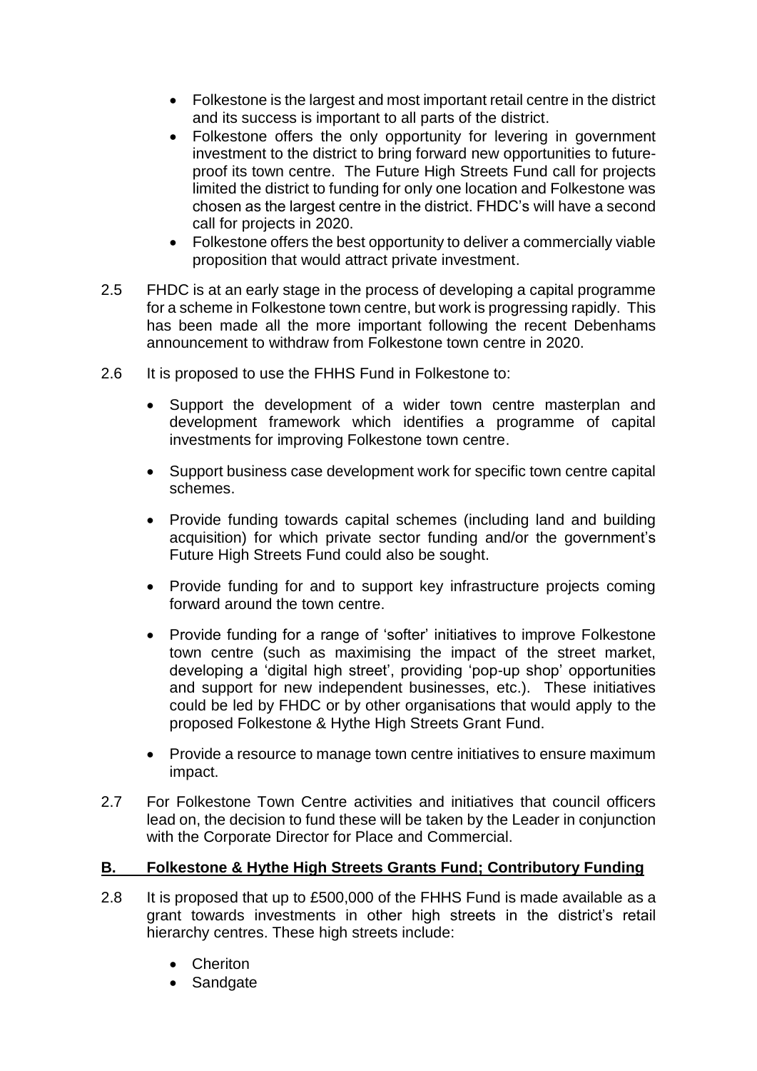- Folkestone is the largest and most important retail centre in the district and its success is important to all parts of the district.
- Folkestone offers the only opportunity for levering in government investment to the district to bring forward new opportunities to future-proof its town centre. The Future High Streets Fund call for projects limited the district to funding for only one location and Folkestone was chosen as the largest centre in the district. FHDC's will have a second call for projects in 2020.
- Folkestone offers the best opportunity to deliver a commercially viable proposition that would attract private investment.

2.5 FHDC is at an early stage in the process of developing a capital programme for a scheme in Folkestone town centre, but work is progressing rapidly. This has been made all the more important following the recent Debenhams announcement to withdraw from Folkestone town centre in 2020.

2.6 It is proposed to use the FHHS Fund in Folkestone to:

- Support the development of a wider town centre masterplan and development framework which identifies a programme of capital investments for improving Folkestone town centre.
- Support business case development work for specific town centre capital schemes.
- Provide funding towards capital schemes (including land and building acquisition) for which private sector funding and/or the government's Future High Streets Fund could also be sought.
- Provide funding for and to support key infrastructure projects coming forward around the town centre.
- Provide funding for a range of 'softer' initiatives to improve Folkestone town centre (such as maximising the impact of the street market, developing a 'digital high street', providing 'pop-up shop' opportunities and support for new independent businesses, etc.). These initiatives could be led by FHDC or by other organisations that would apply to the proposed Folkestone & Hythe High Streets Grant Fund.
- Provide a resource to manage town centre initiatives to ensure maximum impact.

2.7 For Folkestone Town Centre activities and initiatives that council officers lead on, the decision to fund these will be taken by the Leader in conjunction with the Corporate Director for Place and Commercial.

## B. Folkestone & Hythe High Streets Grants Fund; Contributory Funding

2.8 It is proposed that up to £500,000 of the FHHS Fund is made available as a grant towards investments in other high streets in the district's retail hierarchy centres. These high streets include:

- Cheriton
- Sandgate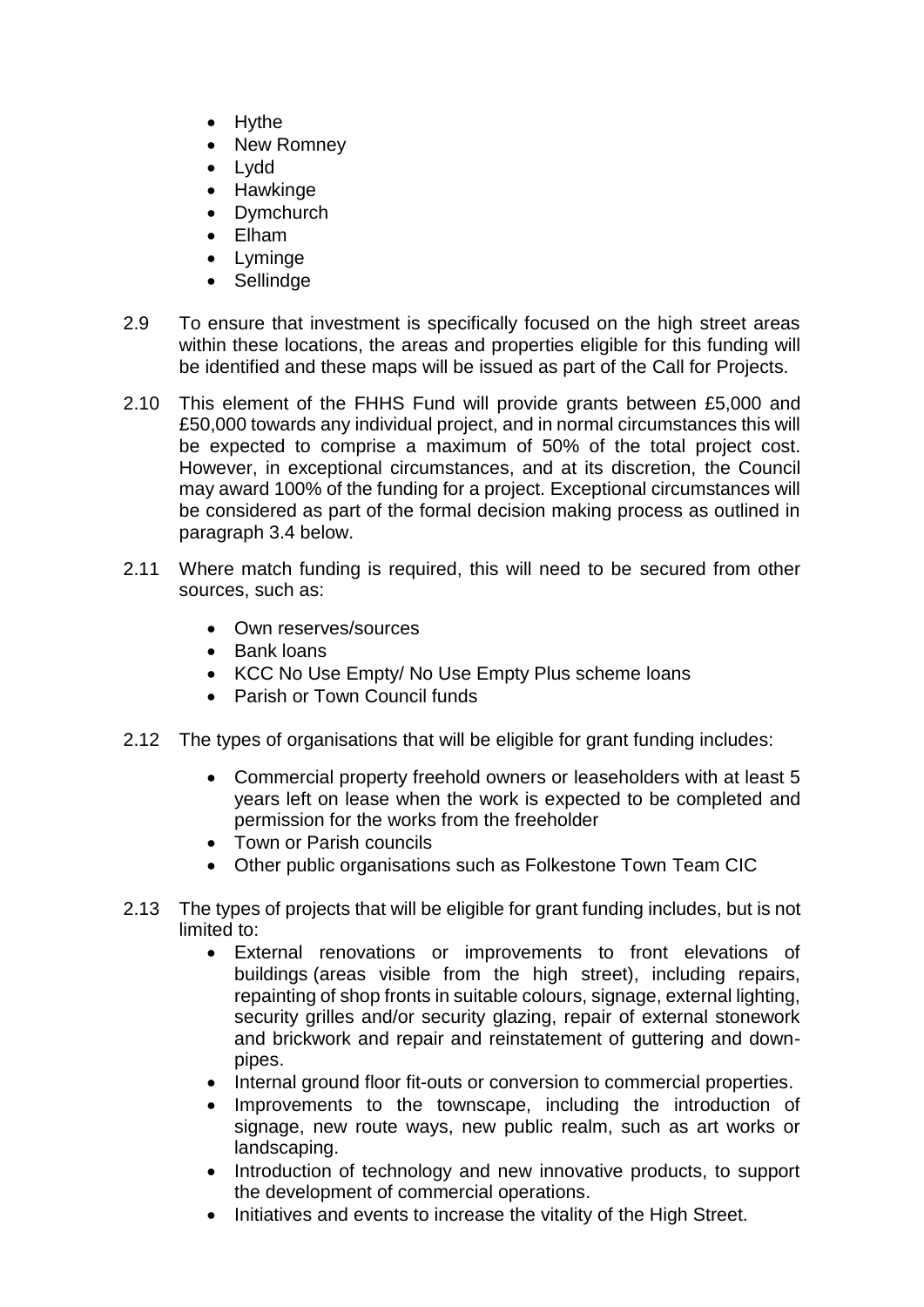- Hythe
- New Romney
- Lydd
- Hawkinge
- Dymchurch
- Elham
- Lyminge
- Sellindge

2.9 To ensure that investment is specifically focused on the high street areas within these locations, the areas and properties eligible for this funding will be identified and these maps will be issued as part of the Call for Projects.

2.10 This element of the FHHS Fund will provide grants between £5,000 and £50,000 towards any individual project, and in normal circumstances this will be expected to comprise a maximum of 50% of the total project cost. However, in exceptional circumstances, and at its discretion, the Council may award 100% of the funding for a project. Exceptional circumstances will be considered as part of the formal decision making process as outlined in paragraph 3.4 below.

2.11 Where match funding is required, this will need to be secured from other sources, such as:

- Own reserves/sources
- Bank loans
- KCC No Use Empty/ No Use Empty Plus scheme loans
- Parish or Town Council funds

2.12 The types of organisations that will be eligible for grant funding includes:

- Commercial property freehold owners or leaseholders with at least 5 years left on lease when the work is expected to be completed and permission for the works from the freeholder
- Town or Parish councils
- Other public organisations such as Folkestone Town Team CIC

2.13 The types of projects that will be eligible for grant funding includes, but is not limited to:

- External renovations or improvements to front elevations of buildings (areas visible from the high street), including repairs, repainting of shop fronts in suitable colours, signage, external lighting, security grilles and/or security glazing, repair of external stonework and brickwork and repair and reinstatement of guttering and down-pipes.
- Internal ground floor fit-outs or conversion to commercial properties.
- Improvements to the townscape, including the introduction of signage, new route ways, new public realm, such as art works or landscaping.
- Introduction of technology and new innovative products, to support the development of commercial operations.
- Initiatives and events to increase the vitality of the High Street.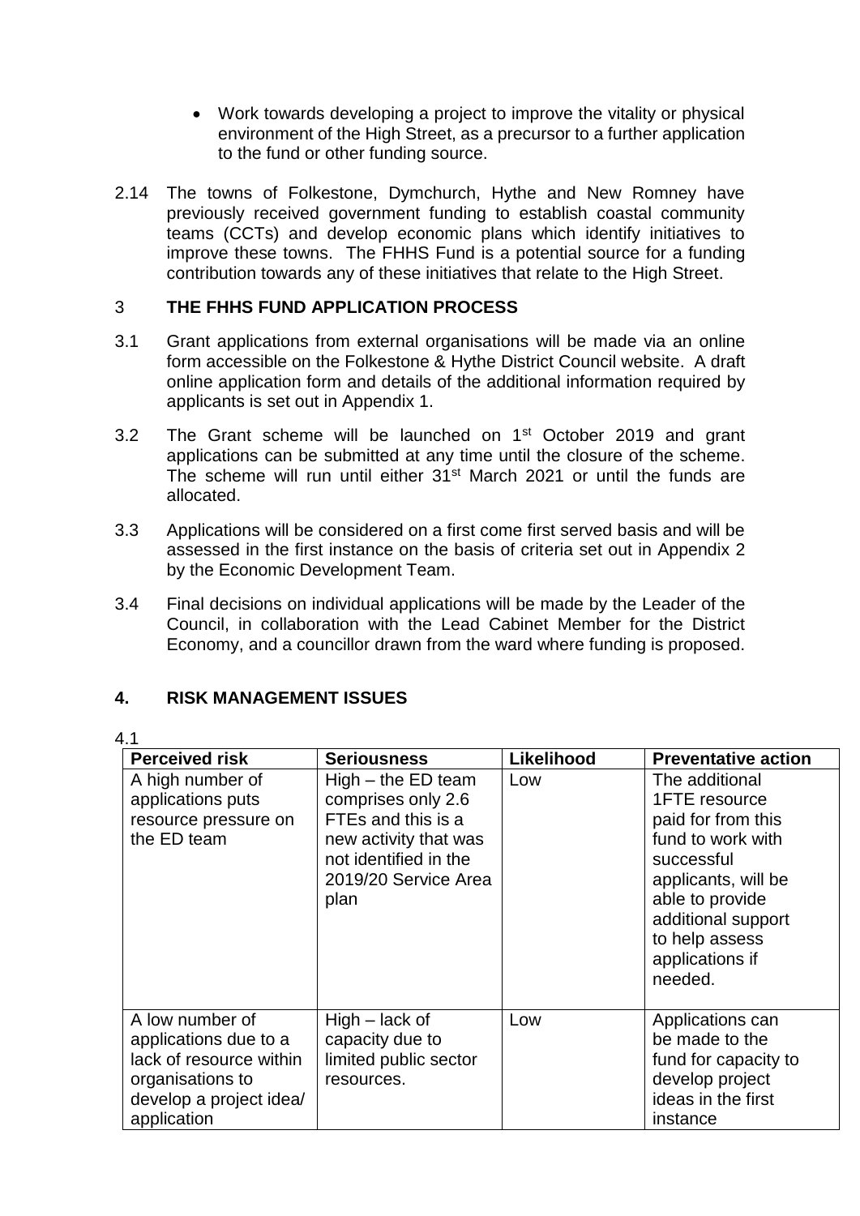- Work towards developing a project to improve the vitality or physical environment of the High Street, as a precursor to a further application to the fund or other funding source.

2.14 The towns of Folkestone, Dymchurch, Hythe and New Romney have previously received government funding to establish coastal community teams (CCTs) and develop economic plans which identify initiatives to improve these towns. The FHHS Fund is a potential source for a funding contribution towards any of these initiatives that relate to the High Street.

## 3 THE FHHS FUND APPLICATION PROCESS

3.1 Grant applications from external organisations will be made via an online form accessible on the Folkestone & Hythe District Council website. A draft online application form and details of the additional information required by applicants is set out in Appendix 1.

3.2 The Grant scheme will be launched on 1st October 2019 and grant applications can be submitted at any time until the closure of the scheme. The scheme will run until either 31st March 2021 or until the funds are allocated.

3.3 Applications will be considered on a first come first served basis and will be assessed in the first instance on the basis of criteria set out in Appendix 2 by the Economic Development Team.

3.4 Final decisions on individual applications will be made by the Leader of the Council, in collaboration with the Lead Cabinet Member for the District Economy, and a councillor drawn from the ward where funding is proposed.

## 4. RISK MANAGEMENT ISSUES

4.1

| Perceived risk | Seriousness | Likelihood | Preventative action |
|---|---|---|---|
| A high number of applications puts resource pressure on the ED team | High – the ED team comprises only 2.6 FTEs and this is a new activity that was not identified in the 2019/20 Service Area plan | Low | The additional 1FTE resource paid for from this fund to work with successful applicants, will be able to provide additional support to help assess applications if needed. |
| A low number of applications due to a lack of resource within organisations to develop a project idea/ application | High – lack of capacity due to limited public sector resources. | Low | Applications can be made to the fund for capacity to develop project ideas in the first instance |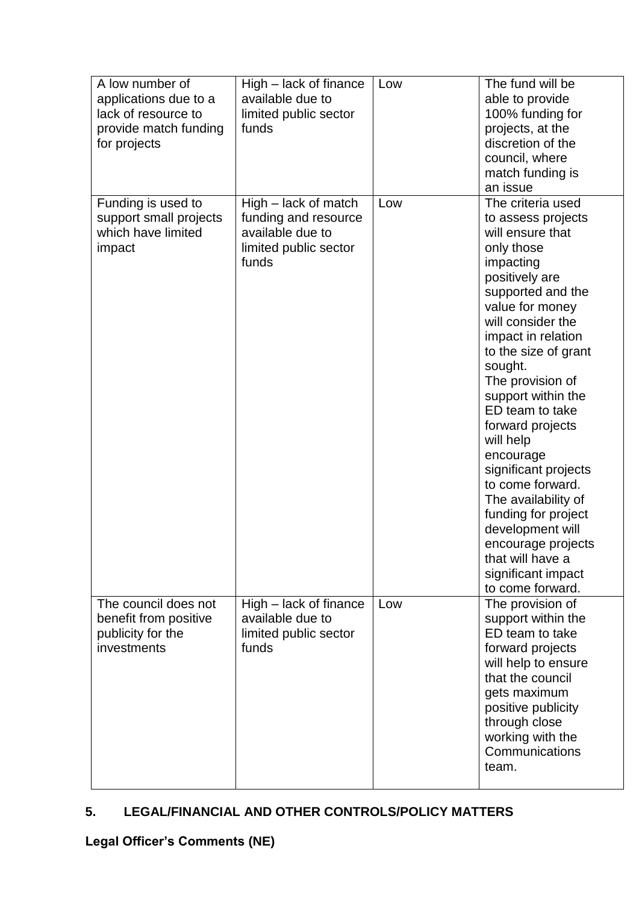| | | | |
|---|---|---|---|
| A low number of applications due to a lack of resource to provide match funding for projects | High – lack of finance available due to limited public sector funds | Low | The fund will be able to provide 100% funding for projects, at the discretion of the council, where match funding is an issue |
| Funding is used to support small projects which have limited impact | High – lack of match funding and resource available due to limited public sector funds | Low | The criteria used to assess projects will ensure that only those impacting positively are supported and the value for money will consider the impact in relation to the size of grant sought. The provision of support within the ED team to take forward projects will help encourage significant projects to come forward. The availability of funding for project development will encourage projects that will have a significant impact to come forward. |
| The council does not benefit from positive publicity for the investments | High – lack of finance available due to limited public sector funds | Low | The provision of support within the ED team to take forward projects will help to ensure that the council gets maximum positive publicity through close working with the Communications team. |

## 5. LEGAL/FINANCIAL AND OTHER CONTROLS/POLICY MATTERS

**Legal Officer's Comments (NE)**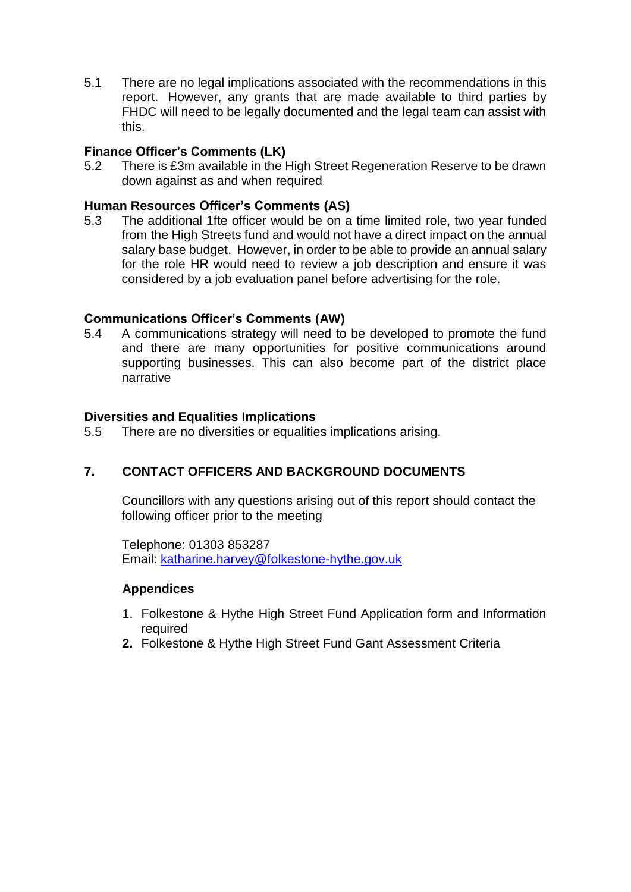5.1 There are no legal implications associated with the recommendations in this report. However, any grants that are made available to third parties by FHDC will need to be legally documented and the legal team can assist with this.

**Finance Officer's Comments (LK)**

5.2 There is £3m available in the High Street Regeneration Reserve to be drawn down against as and when required

**Human Resources Officer's Comments (AS)**

5.3 The additional 1fte officer would be on a time limited role, two year funded from the High Streets fund and would not have a direct impact on the annual salary base budget. However, in order to be able to provide an annual salary for the role HR would need to review a job description and ensure it was considered by a job evaluation panel before advertising for the role.

**Communications Officer's Comments (AW)**

5.4 A communications strategy will need to be developed to promote the fund and there are many opportunities for positive communications around supporting businesses. This can also become part of the district place narrative

**Diversities and Equalities Implications**

5.5 There are no diversities or equalities implications arising.

## 7. CONTACT OFFICERS AND BACKGROUND DOCUMENTS

Councillors with any questions arising out of this report should contact the following officer prior to the meeting

Telephone: 01303 853287
Email: katharine.harvey@folkestone-hythe.gov.uk

**Appendices**

1. Folkestone & Hythe High Street Fund Application form and Information required
2. Folkestone & Hythe High Street Fund Gant Assessment Criteria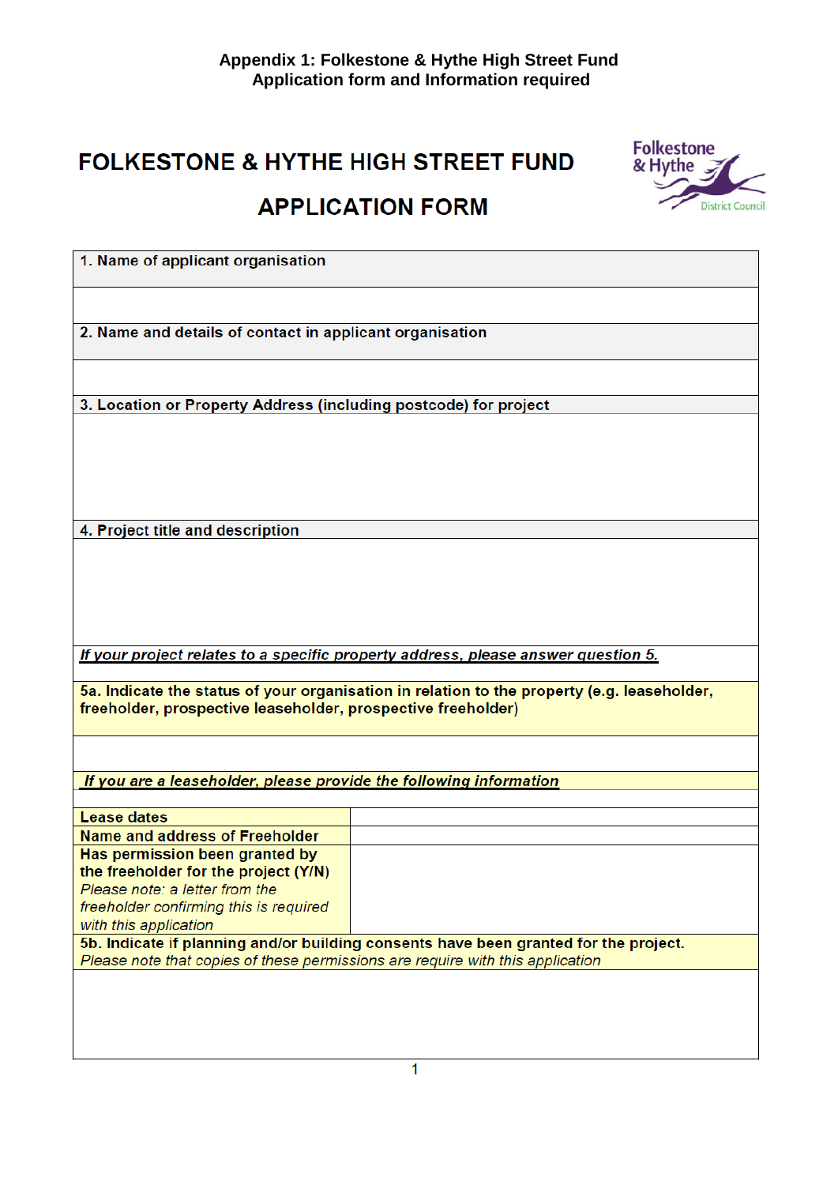**Appendix 1: Folkestone & Hythe High Street Fund**
**Application form and Information required**

# FOLKESTONE & HYTHE HIGH STREET FUND

## APPLICATION FORM

| **1. Name of applicant organisation** | |
|---|---|
| | |
| **2. Name and details of contact in applicant organisation** | |
| | |
| **3. Location or Property Address (including postcode) for project** | |
| | |
| **4. Project title and description** | |
| | |
| ***If your project relates to a specific property address, please answer question 5.*** | |
| **5a. Indicate the status of your organisation in relation to the property (e.g. leaseholder, freeholder, prospective leaseholder, prospective freeholder)** | |
| | |
| ***If you are a leaseholder, please provide the following information*** | |
| **Lease dates** | |
| **Name and address of Freeholder** | |
| **Has permission been granted by the freeholder for the project (Y/N)** *Please note: a letter from the freeholder confirming this is required with this application* | |
| **5b. Indicate if planning and/or building consents have been granted for the project.** *Please note that copies of these permissions are require with this application* | |
| | |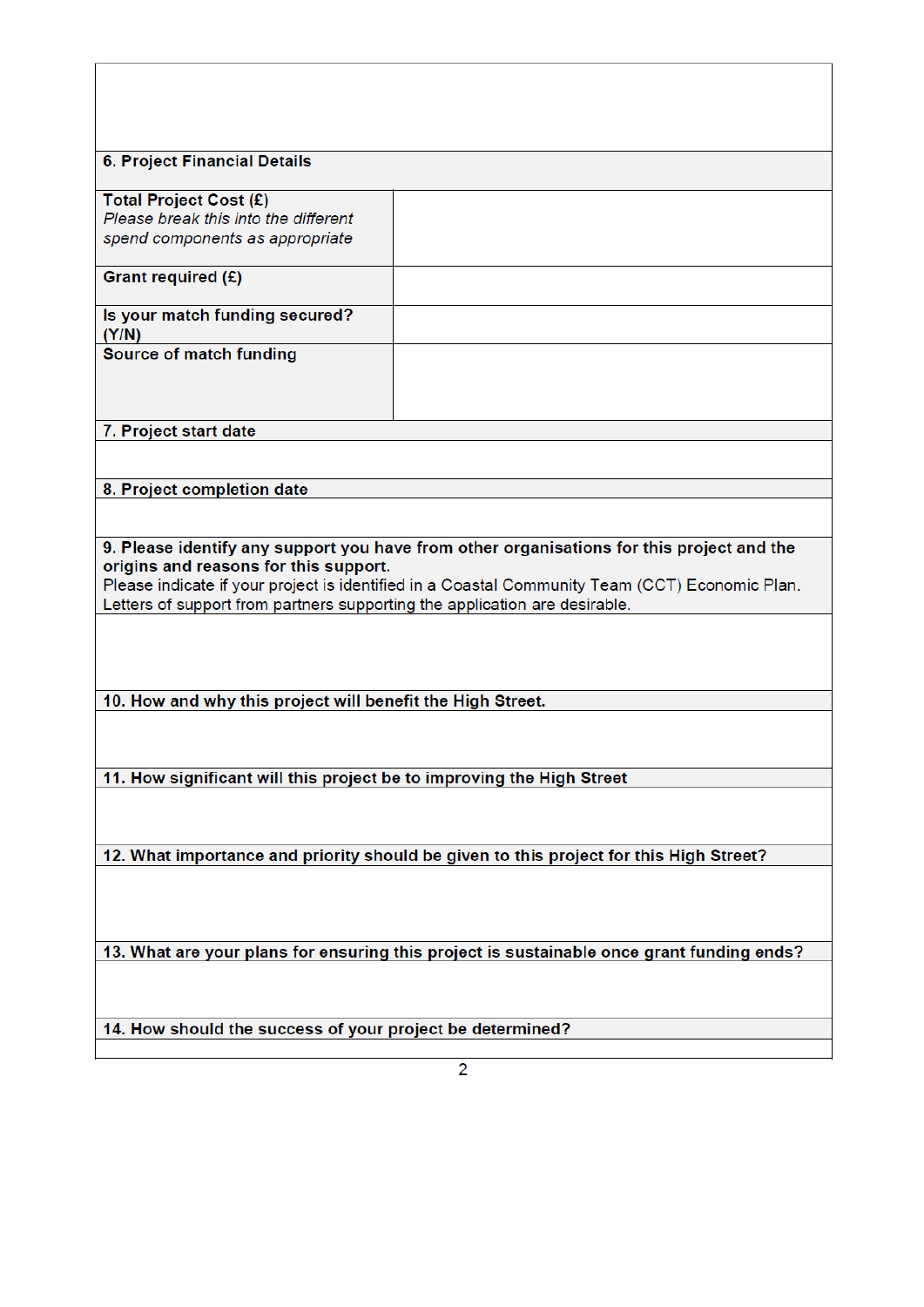| 6. Project Financial Details | |
|---|---|
| **Total Project Cost (£)**<br>*Please break this into the different spend components as appropriate* | |
| **Grant required (£)** | |
| **Is your match funding secured? (Y/N)** | |
| **Source of match funding** | |

**7. Project start date**

**8. Project completion date**

**9. Please identify any support you have from other organisations for this project and the origins and reasons for this support.**
Please indicate if your project is identified in a Coastal Community Team (CCT) Economic Plan.
Letters of support from partners supporting the application are desirable.

**10. How and why this project will benefit the High Street.**

**11. How significant will this project be to improving the High Street**

**12. What importance and priority should be given to this project for this High Street?**

**13. What are your plans for ensuring this project is sustainable once grant funding ends?**

**14. How should the success of your project be determined?**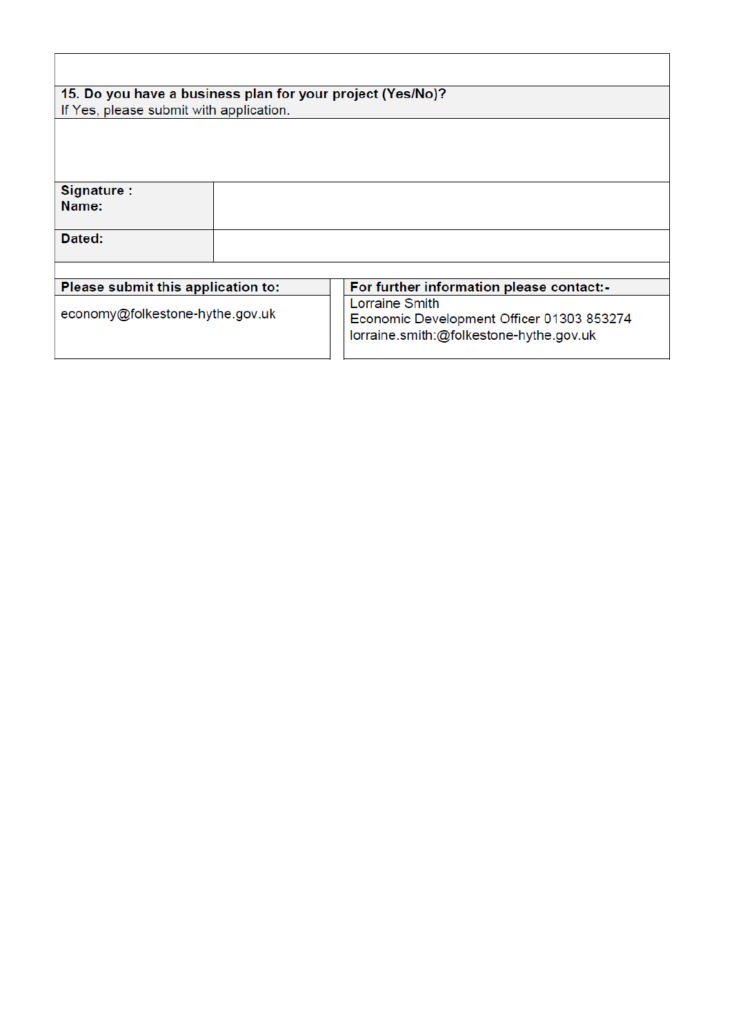| |
|---|
| **15. Do you have a business plan for your project (Yes/No)?**<br>If Yes, please submit with application. |
| |

| | |
|---|---|
| **Signature :**<br>**Name:** | |
| **Dated:** | |

| **Please submit this application to:** | **For further information please contact:-** |
|---|---|
| economy@folkestone-hythe.gov.uk | Lorraine Smith<br>Economic Development Officer 01303 853274<br>lorraine.smith:@folkestone-hythe.gov.uk |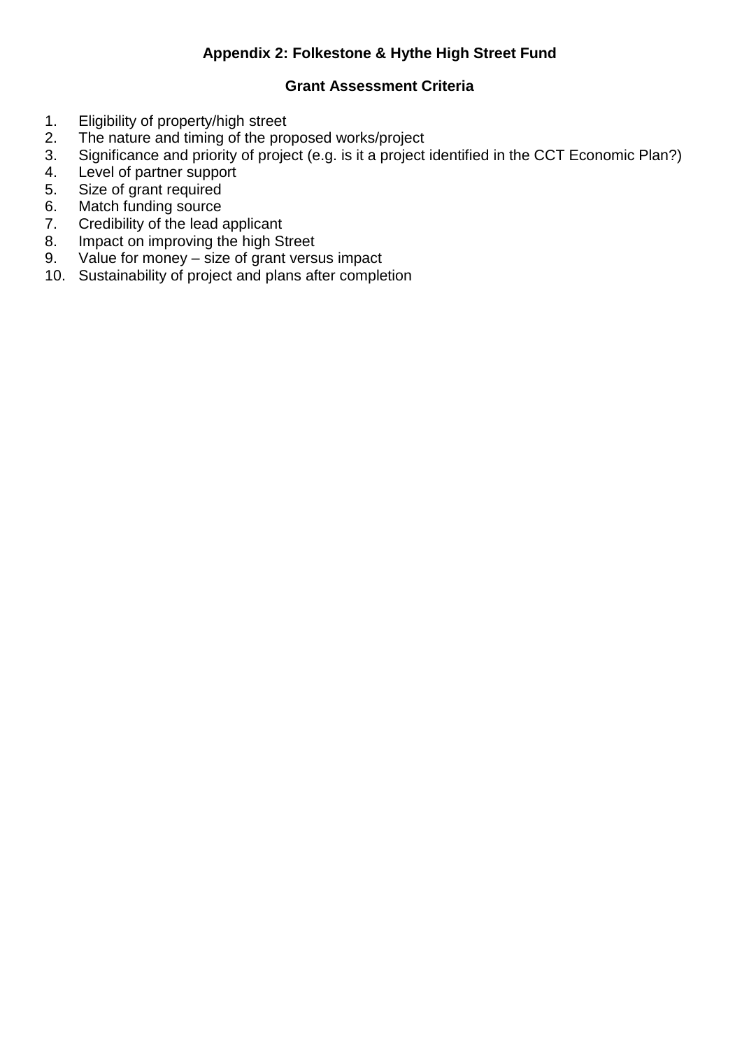**Appendix 2: Folkestone & Hythe High Street Fund**

**Grant Assessment Criteria**

1. Eligibility of property/high street
2. The nature and timing of the proposed works/project
3. Significance and priority of project (e.g. is it a project identified in the CCT Economic Plan?)
4. Level of partner support
5. Size of grant required
6. Match funding source
7. Credibility of the lead applicant
8. Impact on improving the high Street
9. Value for money – size of grant versus impact
10. Sustainability of project and plans after completion